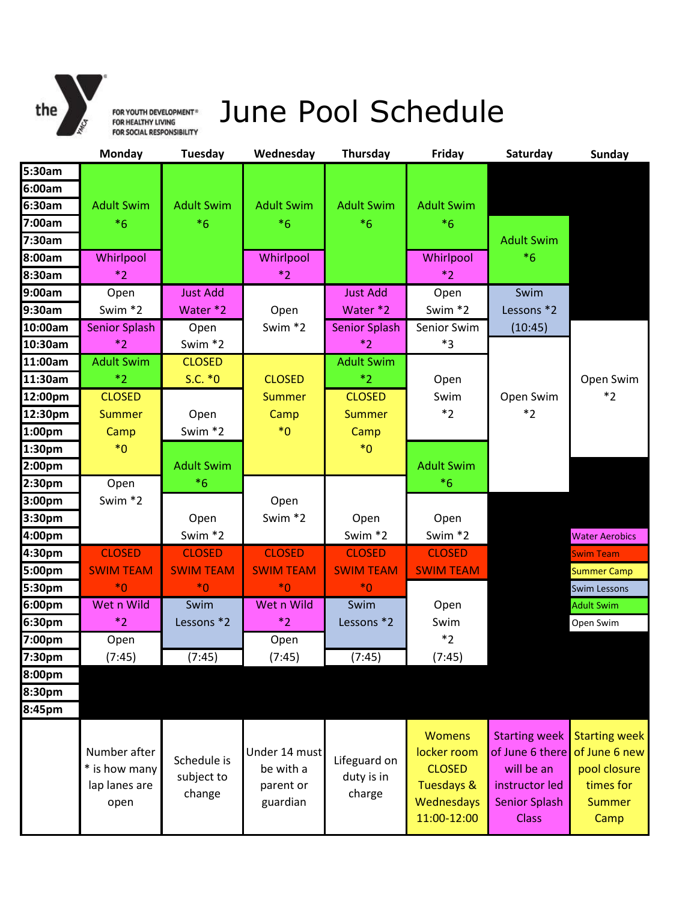# June Pool Schedule

the Y — FOR YOUTH DEVELOPMENT® FOR HEALTHY LIVING FOR SOCIAL RESPONSIBILITY

| Time | Monday | Tuesday | Wednesday | Thursday | Friday | Saturday | Sunday |
|---|---|---|---|---|---|---|---|
| 5:30am | Adult Swim *6 | Adult Swim *6 | Adult Swim *6 | Adult Swim *6 | Adult Swim *6 | | |
| 6:00am | | | | | | | |
| 6:30am | | | | | | | |
| 7:00am | | | | | | Adult Swim *6 | |
| 7:30am | | | | | | | |
| 8:00am | Whirlpool *2 | | Whirlpool *2 | | Whirlpool *2 | | |
| 8:30am | | | | | | | |
| 9:00am | Open Swim *2 | Just Add Water *2 | Open Swim *2 | Just Add Water *2 | Open Swim *2 | Swim Lessons *2 (10:45) | |
| 9:30am | | | | | | | |
| 10:00am | Senior Splash *2 | Open Swim *2 | | Senior Splash *2 | Senior Swim *3 | | Open Swim *2 |
| 10:30am | | | | | | | |
| 11:00am | Adult Swim *2 | CLOSED S.C. *0 | CLOSED Summer Camp *0 | Adult Swim *2 | Open Swim *2 | Open Swim *2 | |
| 11:30am | | | | | | | |
| 12:00pm | CLOSED Summer Camp *0 | Open Swim *2 | | CLOSED Summer Camp *0 | | | |
| 12:30pm | | | | | | | |
| 1:00pm | | | | | | | |
| 1:30pm | | Adult Swim *6 | | | Adult Swim *6 | | |
| 2:00pm | | | | | | | |
| 2:30pm | Open Swim *2 | | Open Swim *2 | Open Swim *2 | | | |
| 3:00pm | | Open Swim *2 | | | Open Swim *2 | | |
| 3:30pm | | | | | | | |
| 4:00pm | | | | | | | |
| 4:30pm | CLOSED SWIM TEAM *0 | CLOSED SWIM TEAM *0 | CLOSED SWIM TEAM *0 | CLOSED SWIM TEAM *0 | CLOSED SWIM TEAM | | |
| 5:00pm | | | | | | | |
| 5:30pm | | | | | Open Swim *2 (7:45) | | |
| 6:00pm | Wet n Wild *2 | Swim Lessons *2 | Wet n Wild *2 | Swim Lessons *2 | | | |
| 6:30pm | | | | | | | |
| 7:00pm | Open (7:45) | (7:45) | Open (7:45) | (7:45) | | | |
| 7:30pm | | | | | | | |
| 8:00pm | | | | | | | |
| 8:30pm | | | | | | | |
| 8:45pm | | | | | | | |
| | Number after * is how many lap lanes are open | Schedule is subject to change | Under 14 must be with a parent or guardian | Lifeguard on duty is in charge | Womens locker room CLOSED Tuesdays & Wednesdays 11:00-12:00 | Starting week of June 6 there will be an instructor led Senior Splash Class | Starting week of June 6 new pool closure times for Summer Camp |

**Legend:** Water Aerobics, Swim Team, Summer Camp, Swim Lessons, Adult Swim, Open Swim